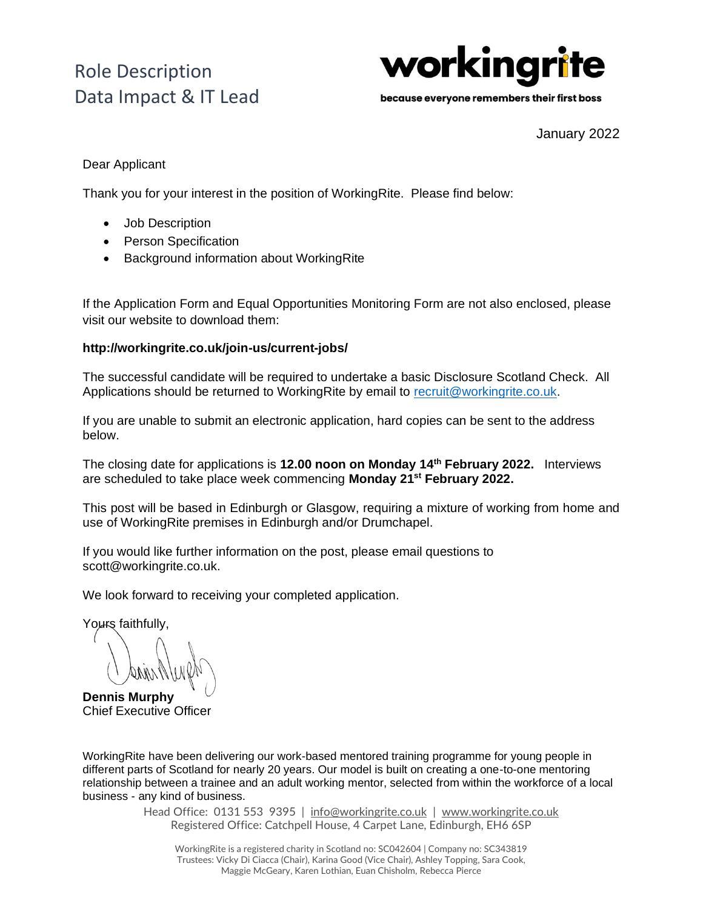# Role Description
# Data Impact & IT Lead

**workingrite**

because everyone remembers their first boss

January 2022

Dear Applicant

Thank you for your interest in the position of WorkingRite. Please find below:

- Job Description
- Person Specification
- Background information about WorkingRite

If the Application Form and Equal Opportunities Monitoring Form are not also enclosed, please visit our website to download them:

**http://workingrite.co.uk/join-us/current-jobs/**

The successful candidate will be required to undertake a basic Disclosure Scotland Check. All Applications should be returned to WorkingRite by email to recruit@workingrite.co.uk.

If you are unable to submit an electronic application, hard copies can be sent to the address below.

The closing date for applications is **12.00 noon on Monday 14th February 2022.** Interviews are scheduled to take place week commencing **Monday 21st February 2022.**

This post will be based in Edinburgh or Glasgow, requiring a mixture of working from home and use of WorkingRite premises in Edinburgh and/or Drumchapel.

If you would like further information on the post, please email questions to scott@workingrite.co.uk.

We look forward to receiving your completed application.

Yours faithfully,

**Dennis Murphy**
Chief Executive Officer

WorkingRite have been delivering our work-based mentored training programme for young people in different parts of Scotland for nearly 20 years. Our model is built on creating a one-to-one mentoring relationship between a trainee and an adult working mentor, selected from within the workforce of a local business - any kind of business.

Head Office: 0131 553 9395 | info@workingrite.co.uk | www.workingrite.co.uk
Registered Office: Catchpell House, 4 Carpet Lane, Edinburgh, EH6 6SP

WorkingRite is a registered charity in Scotland no: SC042604 | Company no: SC343819
Trustees: Vicky Di Ciacca (Chair), Karina Good (Vice Chair), Ashley Topping, Sara Cook, Maggie McGeary, Karen Lothian, Euan Chisholm, Rebecca Pierce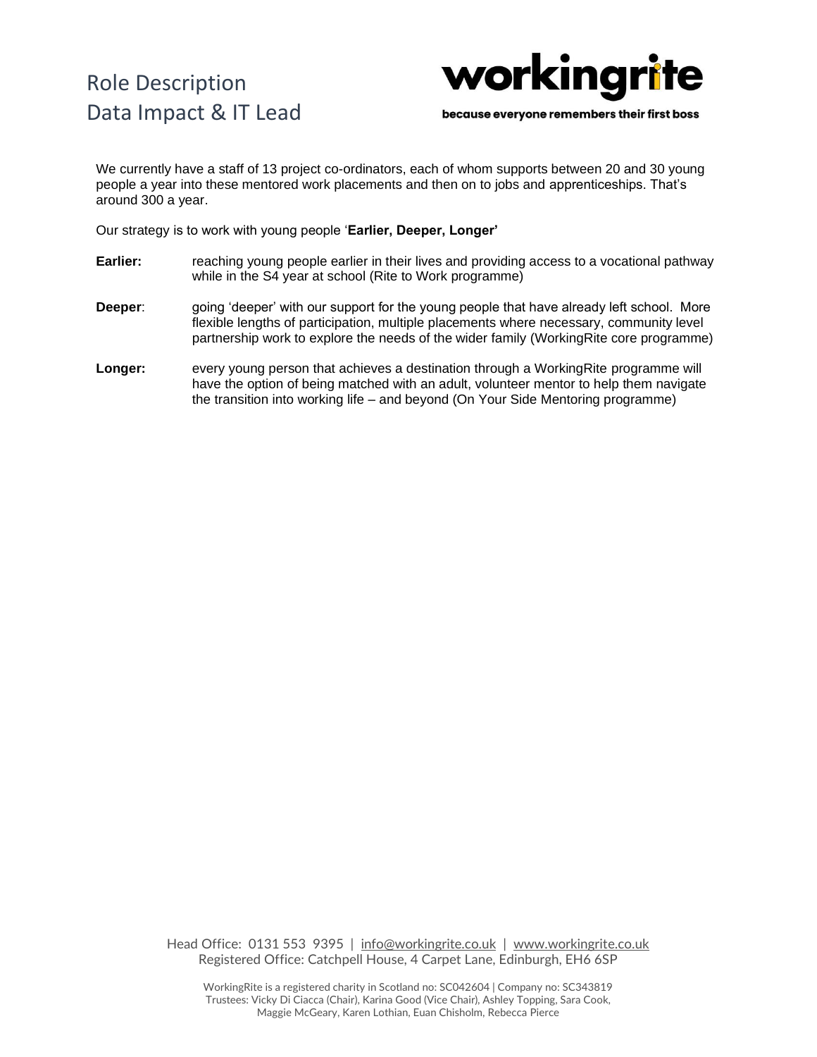We currently have a staff of 13 project co-ordinators, each of whom supports between 20 and 30 young people a year into these mentored work placements and then on to jobs and apprenticeships. That's around 300 a year.

Our strategy is to work with young people '**Earlier, Deeper, Longer'**

**Earlier:** reaching young people earlier in their lives and providing access to a vocational pathway while in the S4 year at school (Rite to Work programme)

**Deeper**: going 'deeper' with our support for the young people that have already left school. More flexible lengths of participation, multiple placements where necessary, community level partnership work to explore the needs of the wider family (WorkingRite core programme)

**Longer:** every young person that achieves a destination through a WorkingRite programme will have the option of being matched with an adult, volunteer mentor to help them navigate the transition into working life – and beyond (On Your Side Mentoring programme)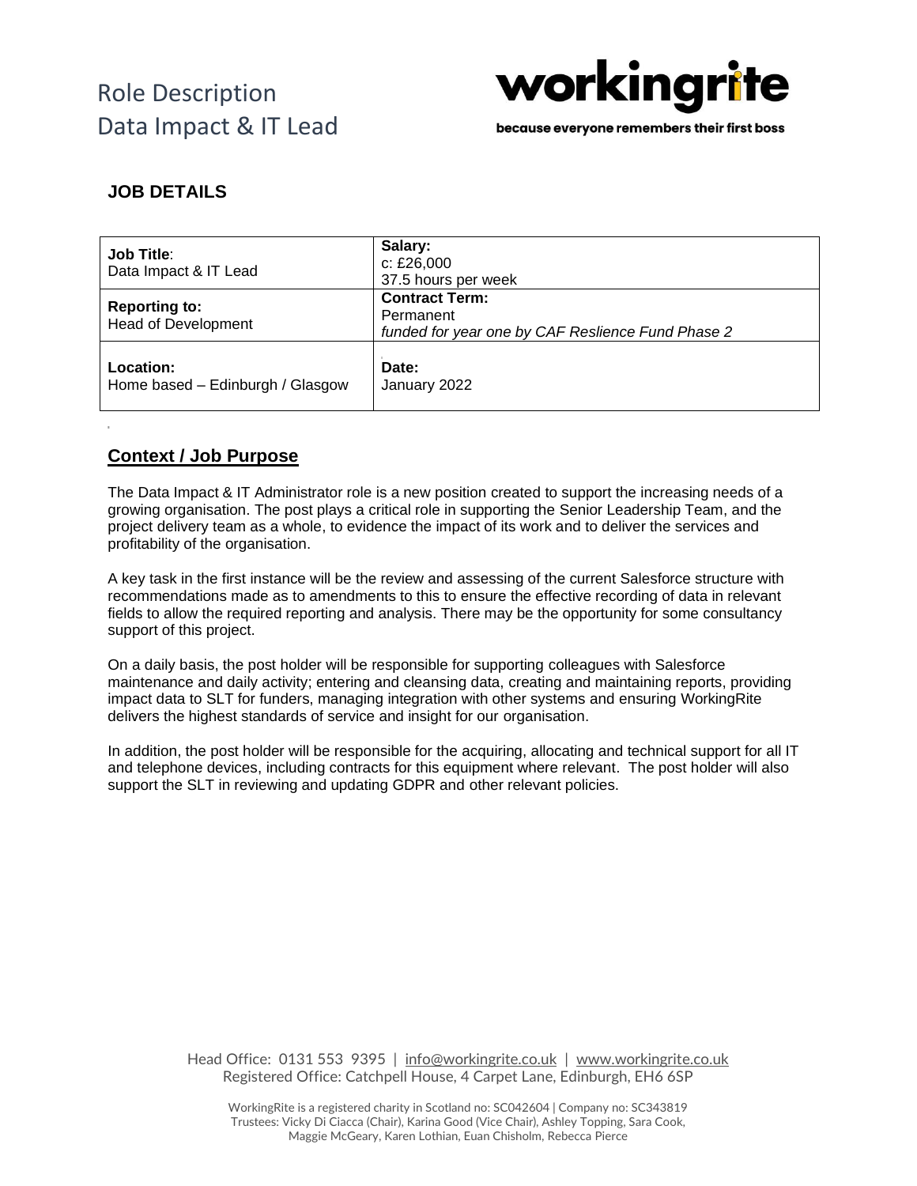# Role Description
# Data Impact & IT Lead

**workingrite**

because everyone remembers their first boss

## JOB DETAILS

| **Job Title**:<br>Data Impact & IT Lead | **Salary:**<br>c: £26,000<br>37.5 hours per week |
|---|---|
| **Reporting to:**<br>Head of Development | **Contract Term:**<br>Permanent<br>*funded for year one by CAF Reslience Fund Phase 2* |
| **Location:**<br>Home based – Edinburgh / Glasgow | **Date:**<br>January 2022 |

## Context / Job Purpose

The Data Impact & IT Administrator role is a new position created to support the increasing needs of a growing organisation. The post plays a critical role in supporting the Senior Leadership Team, and the project delivery team as a whole, to evidence the impact of its work and to deliver the services and profitability of the organisation.

A key task in the first instance will be the review and assessing of the current Salesforce structure with recommendations made as to amendments to this to ensure the effective recording of data in relevant fields to allow the required reporting and analysis. There may be the opportunity for some consultancy support of this project.

On a daily basis, the post holder will be responsible for supporting colleagues with Salesforce maintenance and daily activity; entering and cleansing data, creating and maintaining reports, providing impact data to SLT for funders, managing integration with other systems and ensuring WorkingRite delivers the highest standards of service and insight for our organisation.

In addition, the post holder will be responsible for the acquiring, allocating and technical support for all IT and telephone devices, including contracts for this equipment where relevant. The post holder will also support the SLT in reviewing and updating GDPR and other relevant policies.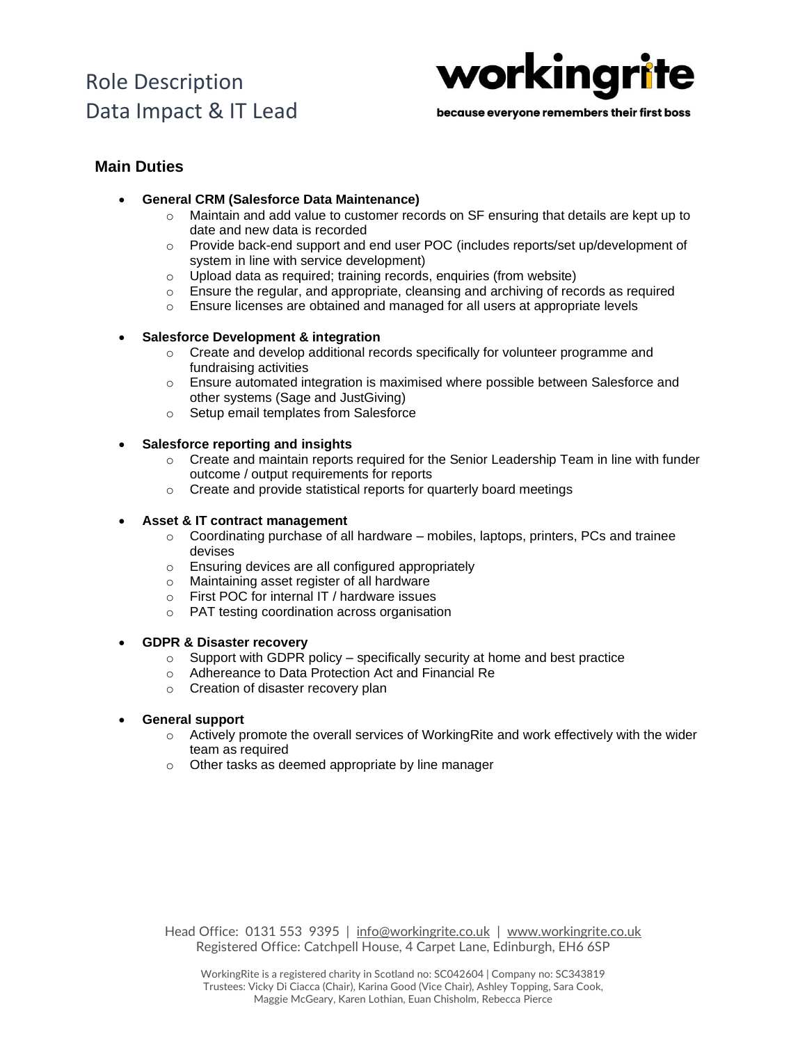Role Description
Data Impact & IT Lead

## Main Duties

- **General CRM (Salesforce Data Maintenance)**
    - Maintain and add value to customer records on SF ensuring that details are kept up to date and new data is recorded
    - Provide back-end support and end user POC (includes reports/set up/development of system in line with service development)
    - Upload data as required; training records, enquiries (from website)
    - Ensure the regular, and appropriate, cleansing and archiving of records as required
    - Ensure licenses are obtained and managed for all users at appropriate levels

- **Salesforce Development & integration**
    - Create and develop additional records specifically for volunteer programme and fundraising activities
    - Ensure automated integration is maximised where possible between Salesforce and other systems (Sage and JustGiving)
    - Setup email templates from Salesforce

- **Salesforce reporting and insights**
    - Create and maintain reports required for the Senior Leadership Team in line with funder outcome / output requirements for reports
    - Create and provide statistical reports for quarterly board meetings

- **Asset & IT contract management**
    - Coordinating purchase of all hardware – mobiles, laptops, printers, PCs and trainee devises
    - Ensuring devices are all configured appropriately
    - Maintaining asset register of all hardware
    - First POC for internal IT / hardware issues
    - PAT testing coordination across organisation

- **GDPR & Disaster recovery**
    - Support with GDPR policy – specifically security at home and best practice
    - Adhereance to Data Protection Act and Financial Re
    - Creation of disaster recovery plan

- **General support**
    - Actively promote the overall services of WorkingRite and work effectively with the wider team as required
    - Other tasks as deemed appropriate by line manager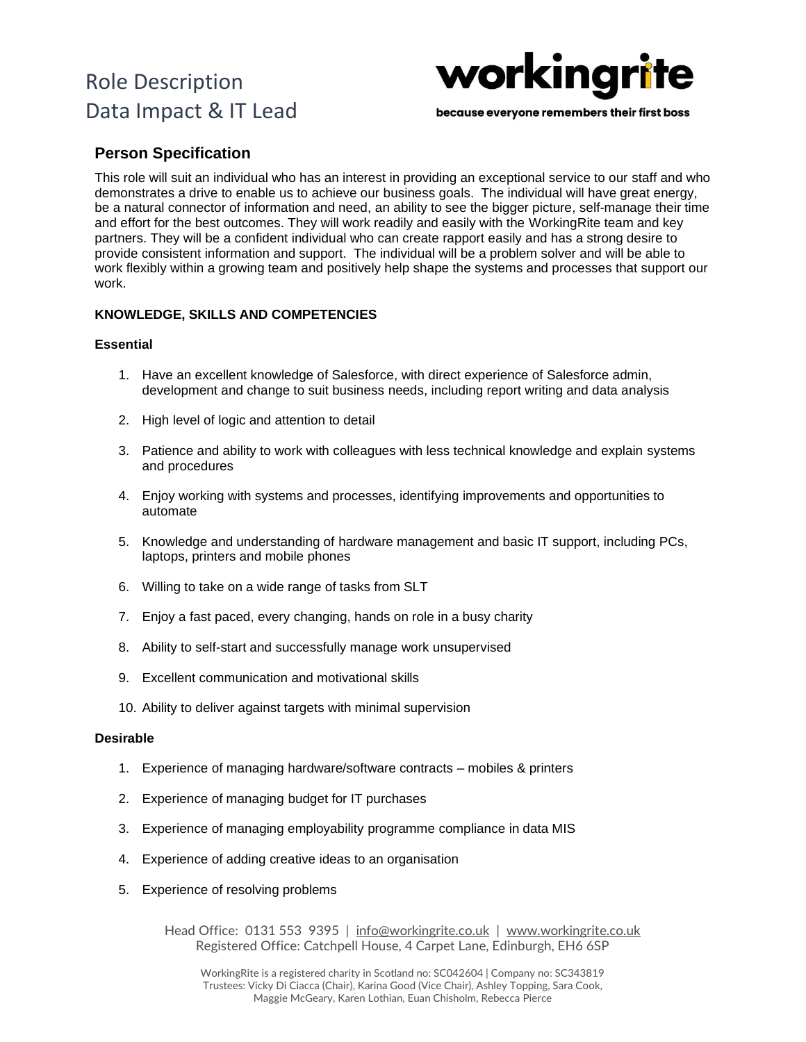## Person Specification

This role will suit an individual who has an interest in providing an exceptional service to our staff and who demonstrates a drive to enable us to achieve our business goals. The individual will have great energy, be a natural connector of information and need, an ability to see the bigger picture, self-manage their time and effort for the best outcomes. They will work readily and easily with the WorkingRite team and key partners. They will be a confident individual who can create rapport easily and has a strong desire to provide consistent information and support. The individual will be a problem solver and will be able to work flexibly within a growing team and positively help shape the systems and processes that support our work.

**KNOWLEDGE, SKILLS AND COMPETENCIES**

**Essential**

1. Have an excellent knowledge of Salesforce, with direct experience of Salesforce admin, development and change to suit business needs, including report writing and data analysis
2. High level of logic and attention to detail
3. Patience and ability to work with colleagues with less technical knowledge and explain systems and procedures
4. Enjoy working with systems and processes, identifying improvements and opportunities to automate
5. Knowledge and understanding of hardware management and basic IT support, including PCs, laptops, printers and mobile phones
6. Willing to take on a wide range of tasks from SLT
7. Enjoy a fast paced, every changing, hands on role in a busy charity
8. Ability to self-start and successfully manage work unsupervised
9. Excellent communication and motivational skills
10. Ability to deliver against targets with minimal supervision

**Desirable**

1. Experience of managing hardware/software contracts – mobiles & printers
2. Experience of managing budget for IT purchases
3. Experience of managing employability programme compliance in data MIS
4. Experience of adding creative ideas to an organisation
5. Experience of resolving problems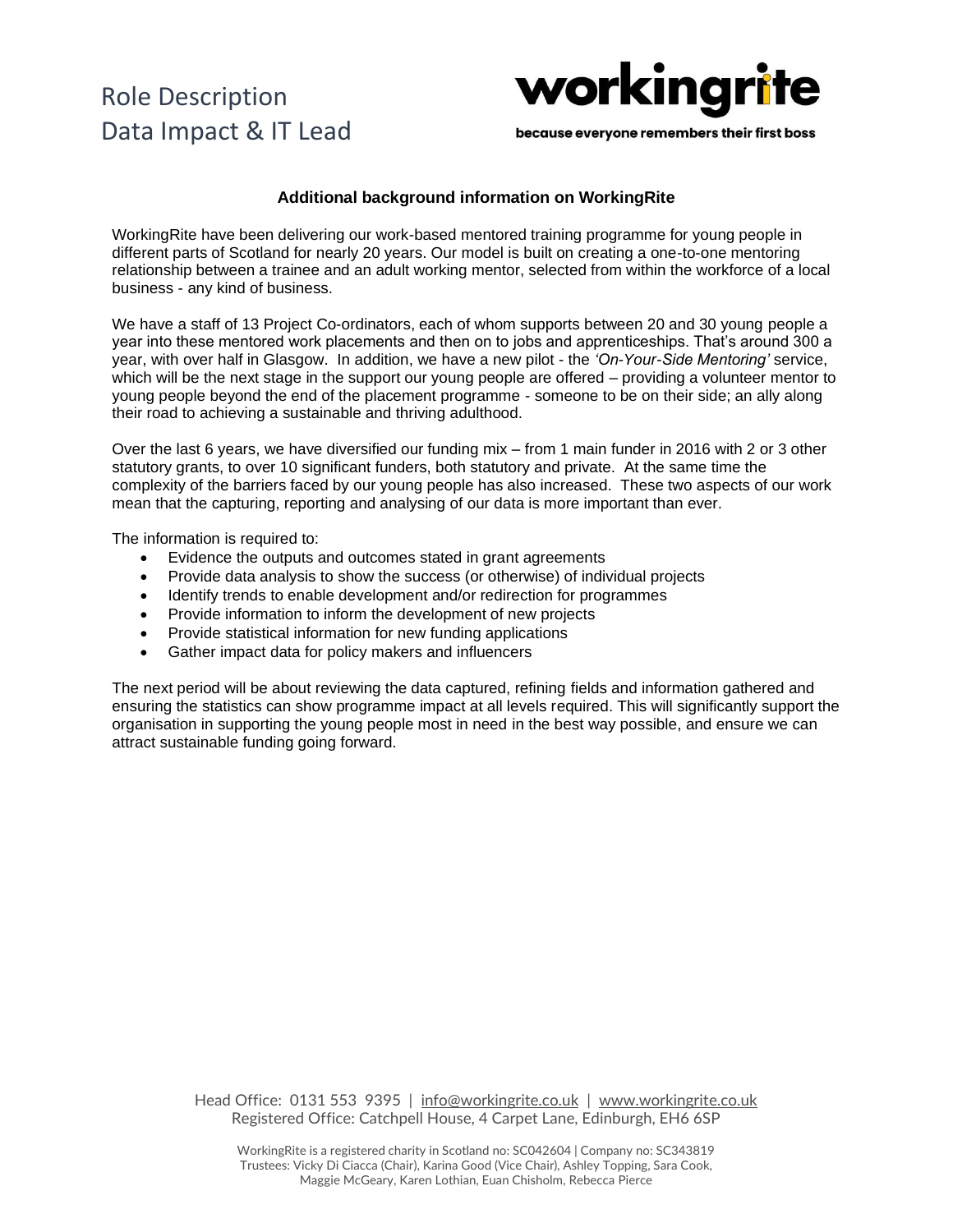### Additional background information on WorkingRite

WorkingRite have been delivering our work-based mentored training programme for young people in different parts of Scotland for nearly 20 years. Our model is built on creating a one-to-one mentoring relationship between a trainee and an adult working mentor, selected from within the workforce of a local business - any kind of business.

We have a staff of 13 Project Co-ordinators, each of whom supports between 20 and 30 young people a year into these mentored work placements and then on to jobs and apprenticeships. That's around 300 a year, with over half in Glasgow. In addition, we have a new pilot - the *'On-Your-Side Mentoring'* service, which will be the next stage in the support our young people are offered – providing a volunteer mentor to young people beyond the end of the placement programme - someone to be on their side; an ally along their road to achieving a sustainable and thriving adulthood.

Over the last 6 years, we have diversified our funding mix – from 1 main funder in 2016 with 2 or 3 other statutory grants, to over 10 significant funders, both statutory and private. At the same time the complexity of the barriers faced by our young people has also increased. These two aspects of our work mean that the capturing, reporting and analysing of our data is more important than ever.

The information is required to:

- Evidence the outputs and outcomes stated in grant agreements
- Provide data analysis to show the success (or otherwise) of individual projects
- Identify trends to enable development and/or redirection for programmes
- Provide information to inform the development of new projects
- Provide statistical information for new funding applications
- Gather impact data for policy makers and influencers

The next period will be about reviewing the data captured, refining fields and information gathered and ensuring the statistics can show programme impact at all levels required. This will significantly support the organisation in supporting the young people most in need in the best way possible, and ensure we can attract sustainable funding going forward.